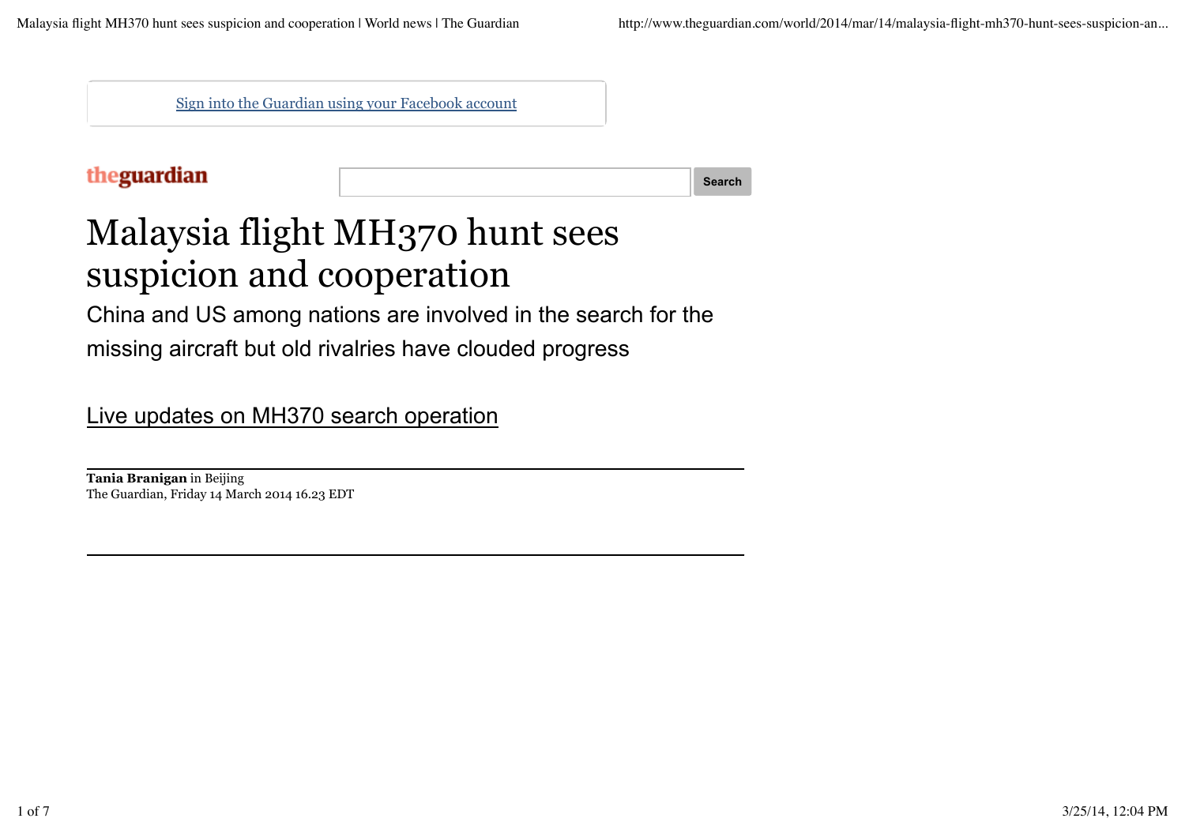Sign into the Guardian using your Facebook account

theguardian

# Malaysia flight MH370 hunt sees suspicion and cooperation

China and US among nations are involved in the search for the missing aircraft but old rivalries have clouded progress

Live updates on MH370 search operation

**Tania Branigan** in Beijing
The Guardian, Friday 14 March 2014 16.23 EDT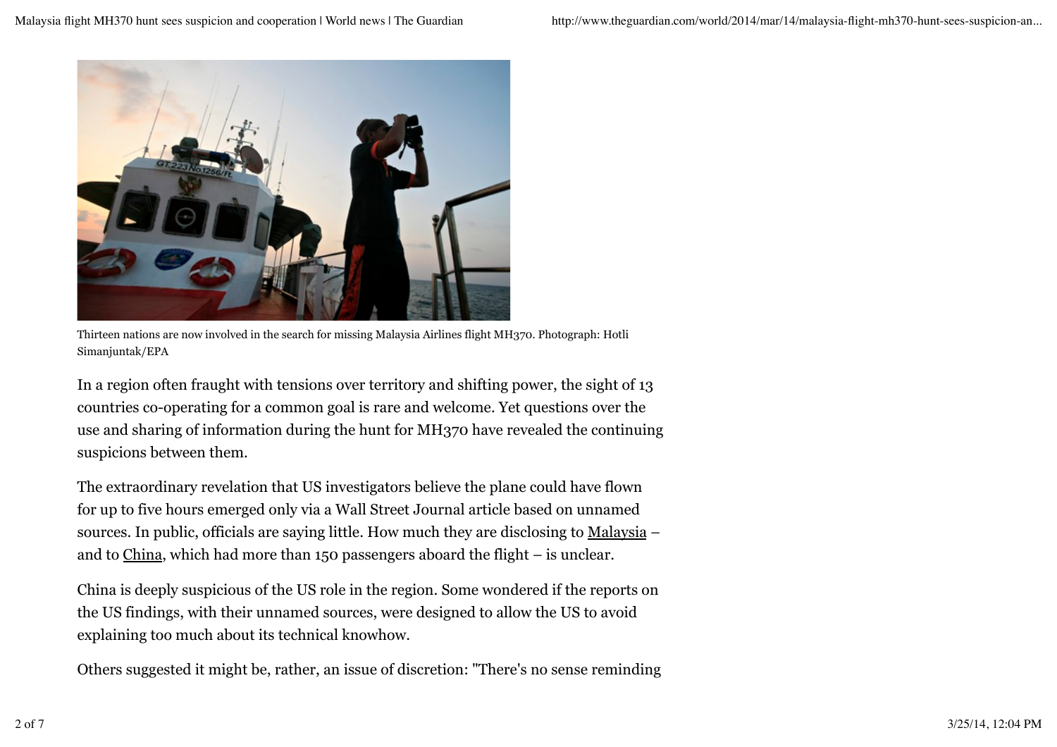Thirteen nations are now involved in the search for missing Malaysia Airlines flight MH370. Photograph: Hotli Simanjuntak/EPA

In a region often fraught with tensions over territory and shifting power, the sight of 13 countries co-operating for a common goal is rare and welcome. Yet questions over the use and sharing of information during the hunt for MH370 have revealed the continuing suspicions between them.

The extraordinary revelation that US investigators believe the plane could have flown for up to five hours emerged only via a Wall Street Journal article based on unnamed sources. In public, officials are saying little. How much they are disclosing to Malaysia – and to China, which had more than 150 passengers aboard the flight – is unclear.

China is deeply suspicious of the US role in the region. Some wondered if the reports on the US findings, with their unnamed sources, were designed to allow the US to avoid explaining too much about its technical knowhow.

Others suggested it might be, rather, an issue of discretion: "There's no sense reminding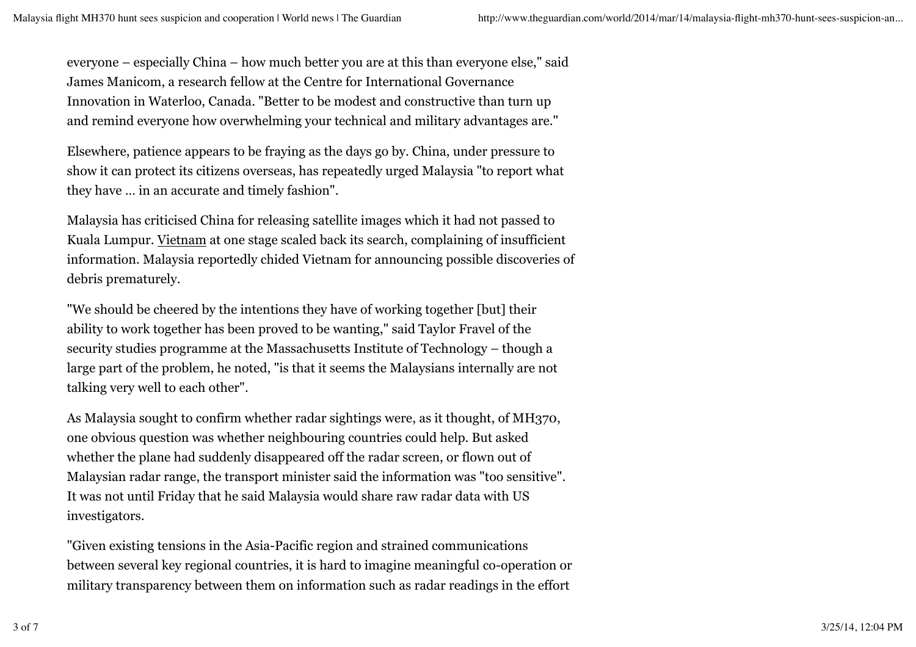everyone – especially China – how much better you are at this than everyone else," said James Manicom, a research fellow at the Centre for International Governance Innovation in Waterloo, Canada. "Better to be modest and constructive than turn up and remind everyone how overwhelming your technical and military advantages are."

Elsewhere, patience appears to be fraying as the days go by. China, under pressure to show it can protect its citizens overseas, has repeatedly urged Malaysia "to report what they have ... in an accurate and timely fashion".

Malaysia has criticised China for releasing satellite images which it had not passed to Kuala Lumpur. Vietnam at one stage scaled back its search, complaining of insufficient information. Malaysia reportedly chided Vietnam for announcing possible discoveries of debris prematurely.

"We should be cheered by the intentions they have of working together [but] their ability to work together has been proved to be wanting," said Taylor Fravel of the security studies programme at the Massachusetts Institute of Technology – though a large part of the problem, he noted, "is that it seems the Malaysians internally are not talking very well to each other".

As Malaysia sought to confirm whether radar sightings were, as it thought, of MH370, one obvious question was whether neighbouring countries could help. But asked whether the plane had suddenly disappeared off the radar screen, or flown out of Malaysian radar range, the transport minister said the information was "too sensitive". It was not until Friday that he said Malaysia would share raw radar data with US investigators.

"Given existing tensions in the Asia-Pacific region and strained communications between several key regional countries, it is hard to imagine meaningful co-operation or military transparency between them on information such as radar readings in the effort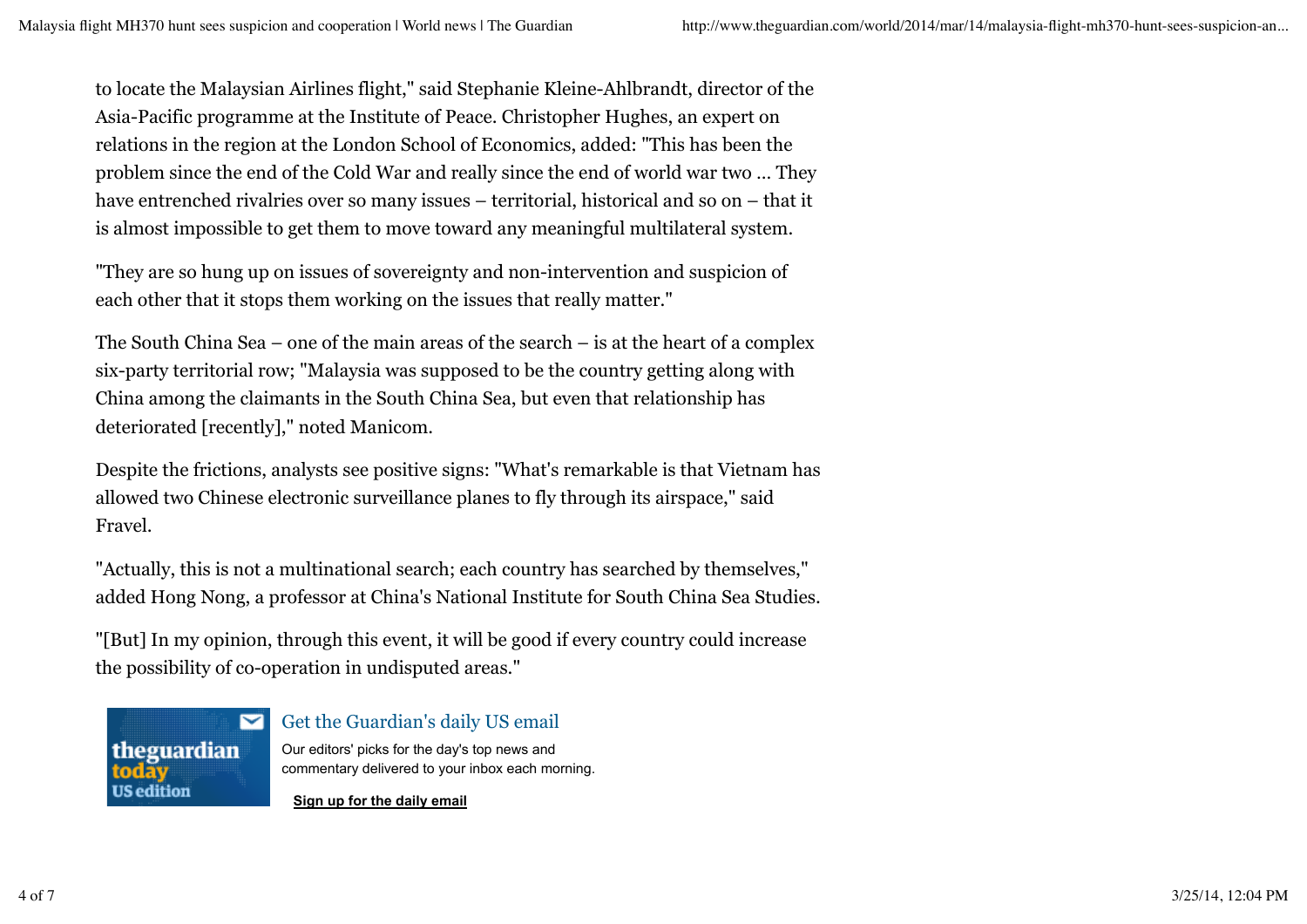to locate the Malaysian Airlines flight," said Stephanie Kleine-Ahlbrandt, director of the Asia-Pacific programme at the Institute of Peace. Christopher Hughes, an expert on relations in the region at the London School of Economics, added: "This has been the problem since the end of the Cold War and really since the end of world war two ... They have entrenched rivalries over so many issues – territorial, historical and so on – that it is almost impossible to get them to move toward any meaningful multilateral system.

"They are so hung up on issues of sovereignty and non-intervention and suspicion of each other that it stops them working on the issues that really matter."

The South China Sea – one of the main areas of the search – is at the heart of a complex six-party territorial row; "Malaysia was supposed to be the country getting along with China among the claimants in the South China Sea, but even that relationship has deteriorated [recently]," noted Manicom.

Despite the frictions, analysts see positive signs: "What's remarkable is that Vietnam has allowed two Chinese electronic surveillance planes to fly through its airspace," said Fravel.

"Actually, this is not a multinational search; each country has searched by themselves," added Hong Nong, a professor at China's National Institute for South China Sea Studies.

"[But] In my opinion, through this event, it will be good if every country could increase the possibility of co-operation in undisputed areas."

theguardian today US edition

Get the Guardian's daily US email

Our editors' picks for the day's top news and commentary delivered to your inbox each morning.

**Sign up for the daily email**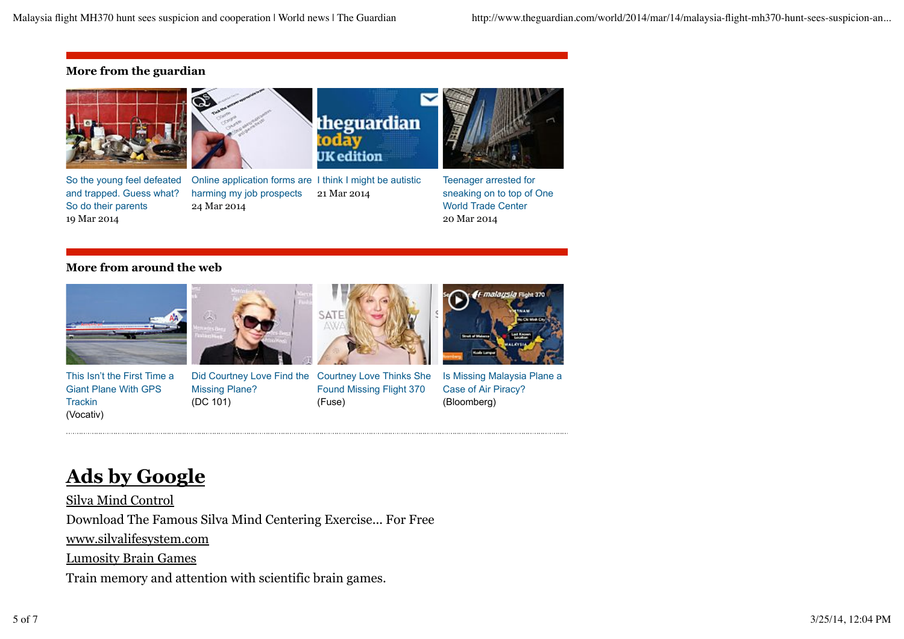### More from the guardian

So the young feel defeated and trapped. Guess what? So do their parents
19 Mar 2014

Online application forms are harming my job prospects
24 Mar 2014

I think I might be autistic
21 Mar 2014

Teenager arrested for sneaking on to top of One World Trade Center
20 Mar 2014

### More from around the web

This Isn't the First Time a Giant Plane With GPS Trackin
(Vocativ)

Did Courtney Love Find the Missing Plane?
(DC 101)

Courtney Love Thinks She Found Missing Flight 370
(Fuse)

Is Missing Malaysia Plane a Case of Air Piracy?
(Bloomberg)

## Ads by Google

Silva Mind Control

Download The Famous Silva Mind Centering Exercise... For Free

www.silvalifesystem.com

Lumosity Brain Games

Train memory and attention with scientific brain games.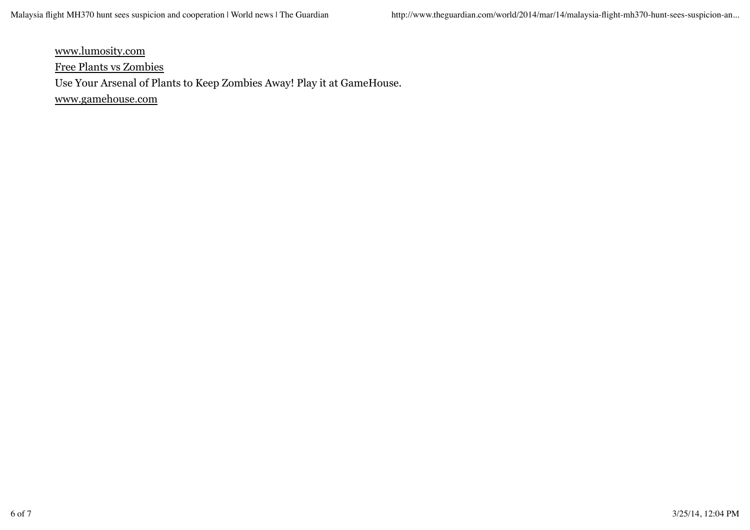www.lumosity.com
Free Plants vs Zombies
Use Your Arsenal of Plants to Keep Zombies Away! Play it at GameHouse.
www.gamehouse.com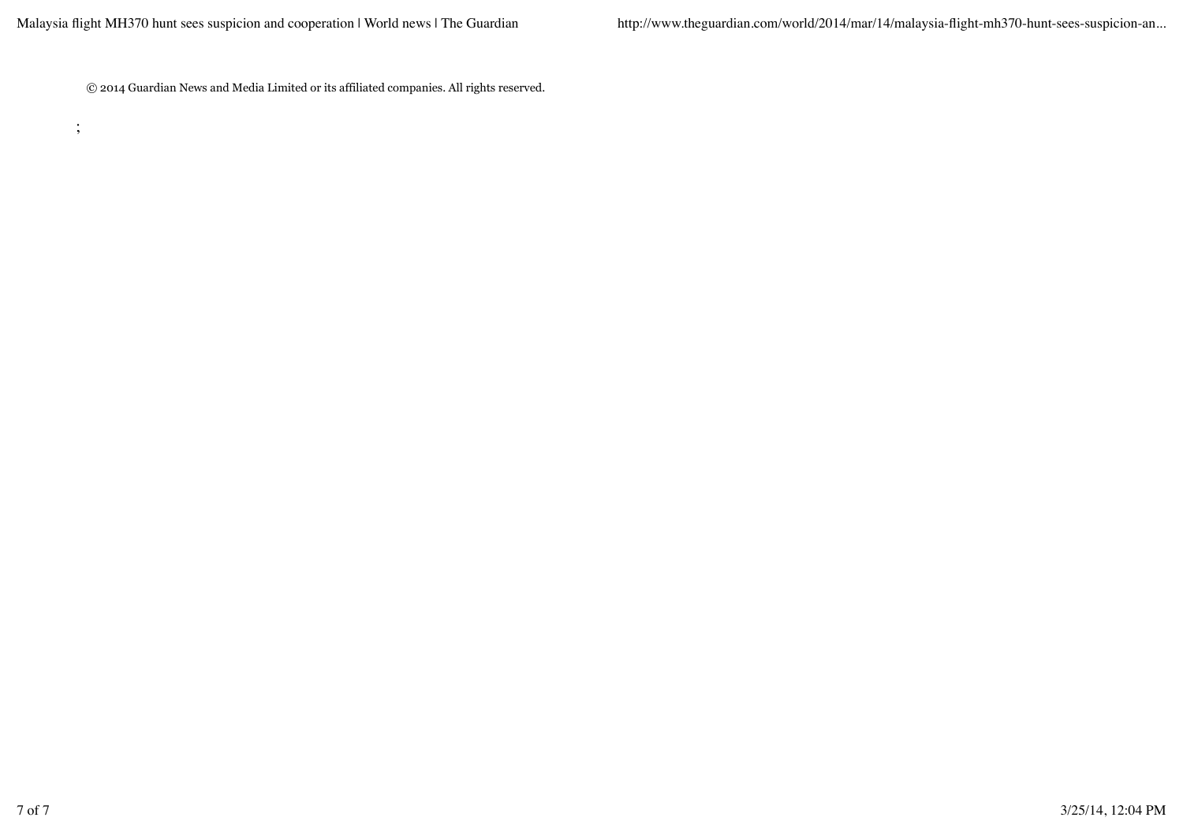© 2014 Guardian News and Media Limited or its affiliated companies. All rights reserved.

;